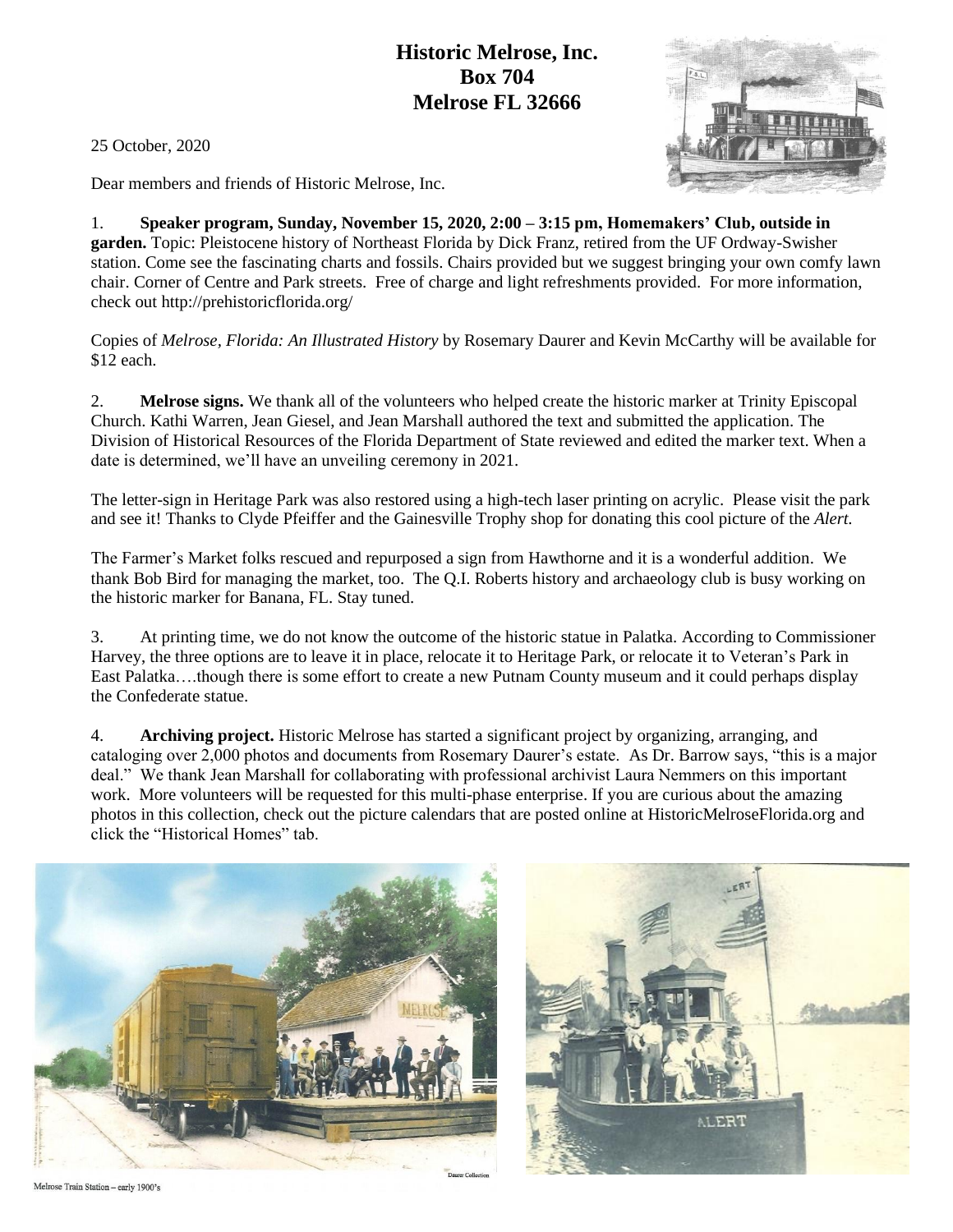**Historic Melrose, Inc.**
**Box 704**
**Melrose FL 32666**

25 October, 2020

Dear members and friends of Historic Melrose, Inc.

1. **Speaker program, Sunday, November 15, 2020, 2:00 – 3:15 pm, Homemakers' Club, outside in garden.** Topic: Pleistocene history of Northeast Florida by Dick Franz, retired from the UF Ordway-Swisher station. Come see the fascinating charts and fossils. Chairs provided but we suggest bringing your own comfy lawn chair. Corner of Centre and Park streets. Free of charge and light refreshments provided. For more information, check out http://prehistoricflorida.org/

Copies of *Melrose, Florida: An Illustrated History* by Rosemary Daurer and Kevin McCarthy will be available for $12 each.

2. **Melrose signs.** We thank all of the volunteers who helped create the historic marker at Trinity Episcopal Church. Kathi Warren, Jean Giesel, and Jean Marshall authored the text and submitted the application. The Division of Historical Resources of the Florida Department of State reviewed and edited the marker text. When a date is determined, we'll have an unveiling ceremony in 2021.

The letter-sign in Heritage Park was also restored using a high-tech laser printing on acrylic. Please visit the park and see it! Thanks to Clyde Pfeiffer and the Gainesville Trophy shop for donating this cool picture of the *Alert.*

The Farmer's Market folks rescued and repurposed a sign from Hawthorne and it is a wonderful addition. We thank Bob Bird for managing the market, too. The Q.I. Roberts history and archaeology club is busy working on the historic marker for Banana, FL. Stay tuned.

3. At printing time, we do not know the outcome of the historic statue in Palatka. According to Commissioner Harvey, the three options are to leave it in place, relocate it to Heritage Park, or relocate it to Veteran's Park in East Palatka….though there is some effort to create a new Putnam County museum and it could perhaps display the Confederate statue.

4. **Archiving project.** Historic Melrose has started a significant project by organizing, arranging, and cataloging over 2,000 photos and documents from Rosemary Daurer's estate. As Dr. Barrow says, "this is a major deal." We thank Jean Marshall for collaborating with professional archivist Laura Nemmers on this important work. More volunteers will be requested for this multi-phase enterprise. If you are curious about the amazing photos in this collection, check out the picture calendars that are posted online at HistoricMelroseFlorida.org and click the "Historical Homes" tab.

Daurer Collection

Melrose Train Station – early 1900's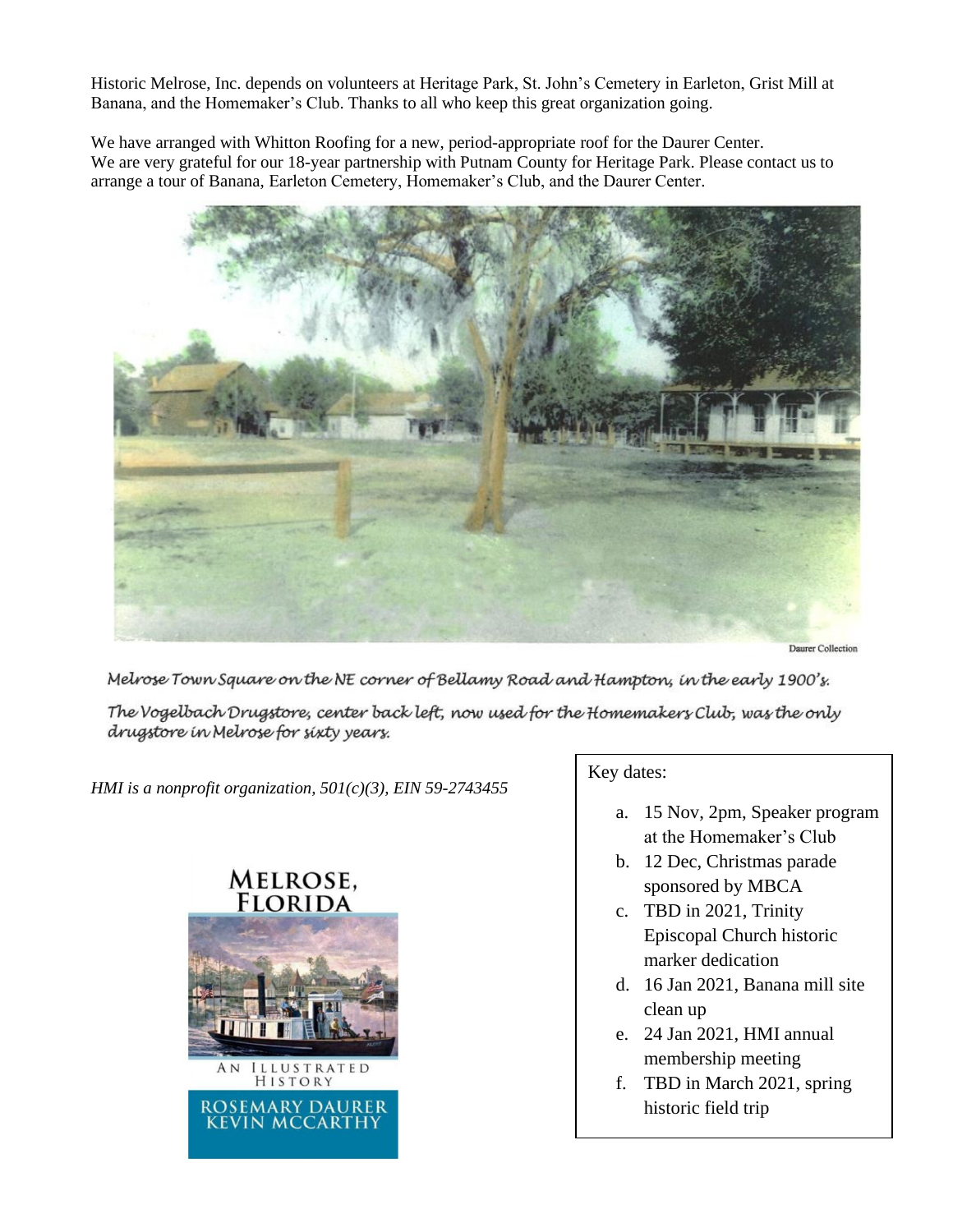Historic Melrose, Inc. depends on volunteers at Heritage Park, St. John's Cemetery in Earleton, Grist Mill at Banana, and the Homemaker's Club. Thanks to all who keep this great organization going.

We have arranged with Whitton Roofing for a new, period-appropriate roof for the Daurer Center. We are very grateful for our 18-year partnership with Putnam County for Heritage Park. Please contact us to arrange a tour of Banana, Earleton Cemetery, Homemaker's Club, and the Daurer Center.

Daurer Collection

*Melrose Town Square on the NE corner of Bellamy Road and Hampton, in the early 1900's.*

*The Vogelbach Drugstore, center back left, now used for the Homemakers Club, was the only drugstore in Melrose for sixty years.*

*HMI is a nonprofit organization, 501(c)(3), EIN 59-2743455*

MELROSE, FLORIDA

AN ILLUSTRATED HISTORY

ROSEMARY DAURER
KEVIN MCCARTHY

Key dates:

a. 15 Nov, 2pm, Speaker program at the Homemaker's Club
b. 12 Dec, Christmas parade sponsored by MBCA
c. TBD in 2021, Trinity Episcopal Church historic marker dedication
d. 16 Jan 2021, Banana mill site clean up
e. 24 Jan 2021, HMI annual membership meeting
f. TBD in March 2021, spring historic field trip